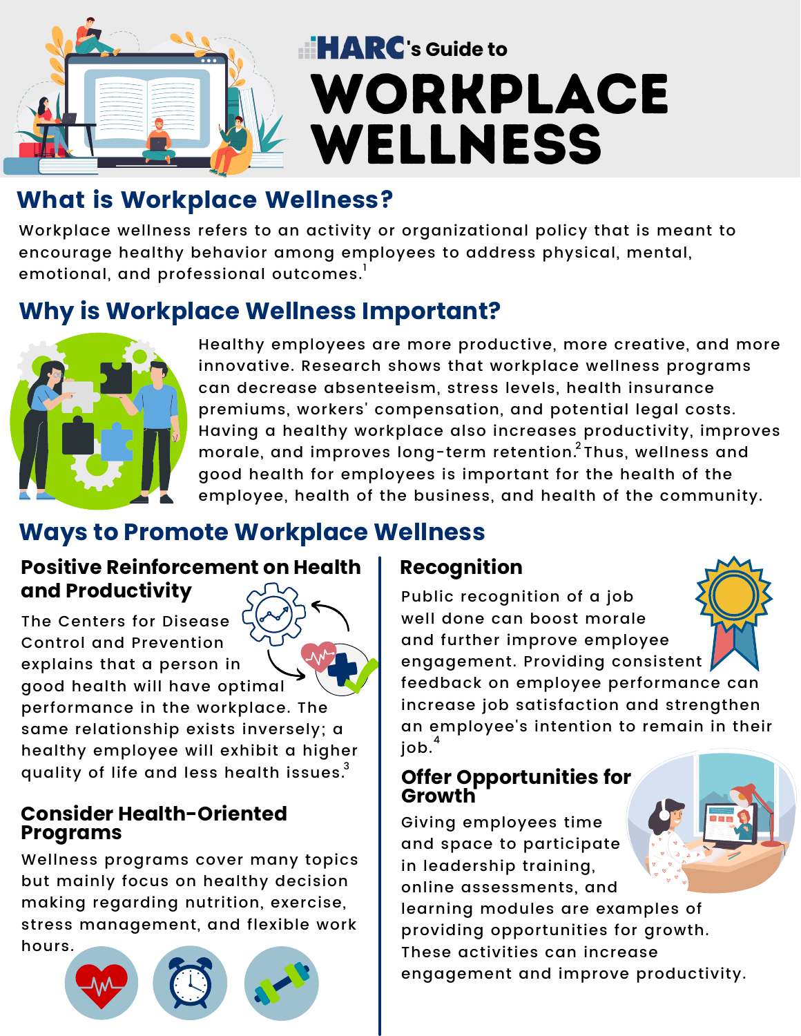HARC's Guide to

# WORKPLACE WELLNESS

## What is Workplace Wellness?

Workplace wellness refers to an activity or organizational policy that is meant to encourage healthy behavior among employees to address physical, mental, emotional, and professional outcomes.[1]

## Why is Workplace Wellness Important?

Healthy employees are more productive, more creative, and more innovative. Research shows that workplace wellness programs can decrease absenteeism, stress levels, health insurance premiums, workers' compensation, and potential legal costs. Having a healthy workplace also increases productivity, improves morale, and improves long-term retention.[2] Thus, wellness and good health for employees is important for the health of the employee, health of the business, and health of the community.

## Ways to Promote Workplace Wellness

### Positive Reinforcement on Health and Productivity

The Centers for Disease Control and Prevention explains that a person in good health will have optimal performance in the workplace. The same relationship exists inversely; a healthy employee will exhibit a higher quality of life and less health issues.[3]

### Consider Health-Oriented Programs

Wellness programs cover many topics but mainly focus on healthy decision making regarding nutrition, exercise, stress management, and flexible work hours.

### Recognition

Public recognition of a job well done can boost morale and further improve employee engagement. Providing consistent feedback on employee performance can increase job satisfaction and strengthen an employee's intention to remain in their job.[4]

### Offer Opportunities for Growth

Giving employees time and space to participate in leadership training, online assessments, and learning modules are examples of providing opportunities for growth. These activities can increase engagement and improve productivity.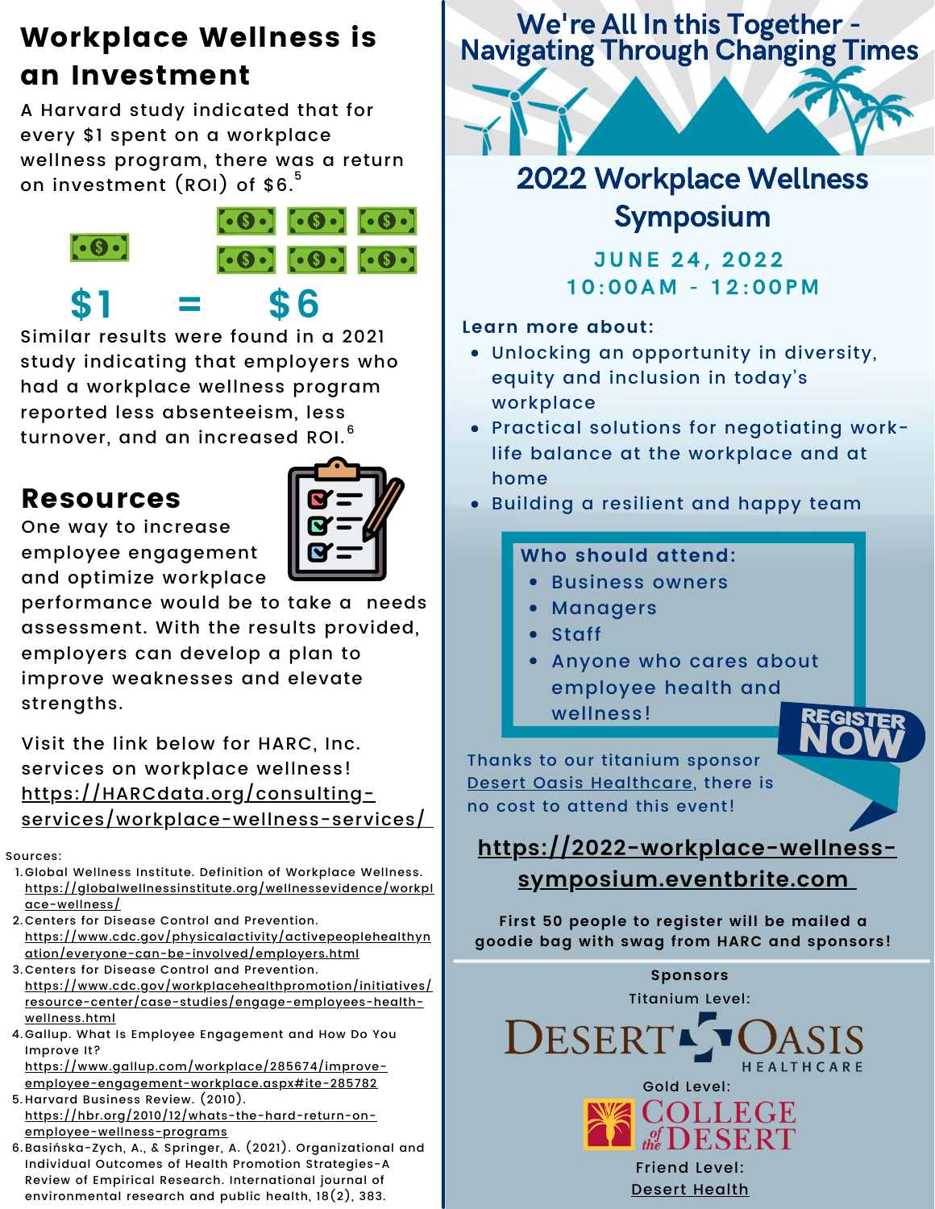## Workplace Wellness is an Investment

A Harvard study indicated that for every $1 spent on a workplace wellness program, there was a return on investment (ROI) of $6.[5]

**$1 = $6**

Similar results were found in a 2021 study indicating that employers who had a workplace wellness program reported less absenteeism, less turnover, and an increased ROI.[6]

## Resources

One way to increase employee engagement and optimize workplace performance would be to take a needs assessment. With the results provided, employers can develop a plan to improve weaknesses and elevate strengths.

Visit the link below for HARC, Inc. services on workplace wellness!
https://HARCdata.org/consulting-services/workplace-wellness-services/

Sources:

1. Global Wellness Institute. Definition of Workplace Wellness. https://globalwellnessinstitute.org/wellnessevidence/workplace-wellness/
2. Centers for Disease Control and Prevention. https://www.cdc.gov/physicalactivity/activepeoplehealthynation/everyone-can-be-involved/employers.html
3. Centers for Disease Control and Prevention. https://www.cdc.gov/workplacehealthpromotion/initiatives/resource-center/case-studies/engage-employees-health-wellness.html
4. Gallup. What Is Employee Engagement and How Do You Improve It? https://www.gallup.com/workplace/285674/improve-employee-engagement-workplace.aspx#ite-285782
5. Harvard Business Review. (2010). https://hbr.org/2010/12/whats-the-hard-return-on-employee-wellness-programs
6. Basińska-Zych, A., & Springer, A. (2021). Organizational and Individual Outcomes of Health Promotion Strategies-A Review of Empirical Research. International journal of environmental research and public health, 18(2), 383.

# We're All In this Together - Navigating Through Changing Times

## 2022 Workplace Wellness Symposium

**JUNE 24, 2022**
**10:00AM - 12:00PM**

**Learn more about:**

- Unlocking an opportunity in diversity, equity and inclusion in today's workplace
- Practical solutions for negotiating work-life balance at the workplace and at home
- Building a resilient and happy team

**Who should attend:**

- Business owners
- Managers
- Staff
- Anyone who cares about employee health and wellness!

REGISTER NOW

Thanks to our titanium sponsor Desert Oasis Healthcare, there is no cost to attend this event!

**https://2022-workplace-wellness-symposium.eventbrite.com**

**First 50 people to register will be mailed a goodie bag with swag from HARC and sponsors!**

**Sponsors**

Titanium Level:

DESERT OASIS HEALTHCARE

Gold Level:

COLLEGE of the DESERT

Friend Level:

Desert Health